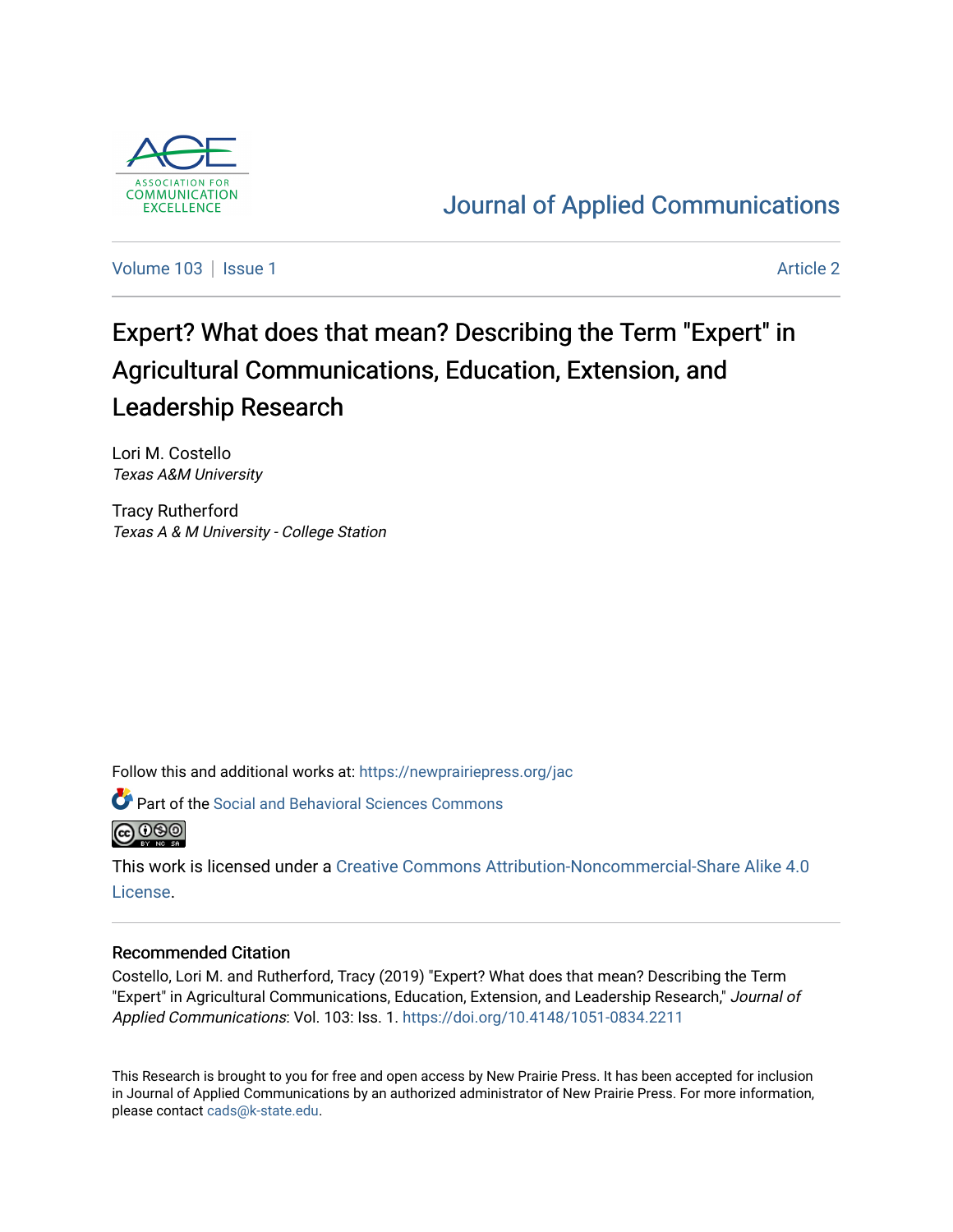ASSOCIATION FOR COMMUNICATION EXCELLENCE

# Journal of Applied Communications

Volume 103 | Issue 1 Article 2

# Expert? What does that mean? Describing the Term "Expert" in Agricultural Communications, Education, Extension, and Leadership Research

Lori M. Costello
*Texas A&M University*

Tracy Rutherford
*Texas A & M University - College Station*

Follow this and additional works at: https://newprairiepress.org/jac

Part of the Social and Behavioral Sciences Commons

This work is licensed under a Creative Commons Attribution-Noncommercial-Share Alike 4.0 License.

## Recommended Citation

Costello, Lori M. and Rutherford, Tracy (2019) "Expert? What does that mean? Describing the Term "Expert" in Agricultural Communications, Education, Extension, and Leadership Research," *Journal of Applied Communications*: Vol. 103: Iss. 1. https://doi.org/10.4148/1051-0834.2211

This Research is brought to you for free and open access by New Prairie Press. It has been accepted for inclusion in Journal of Applied Communications by an authorized administrator of New Prairie Press. For more information, please contact cads@k-state.edu.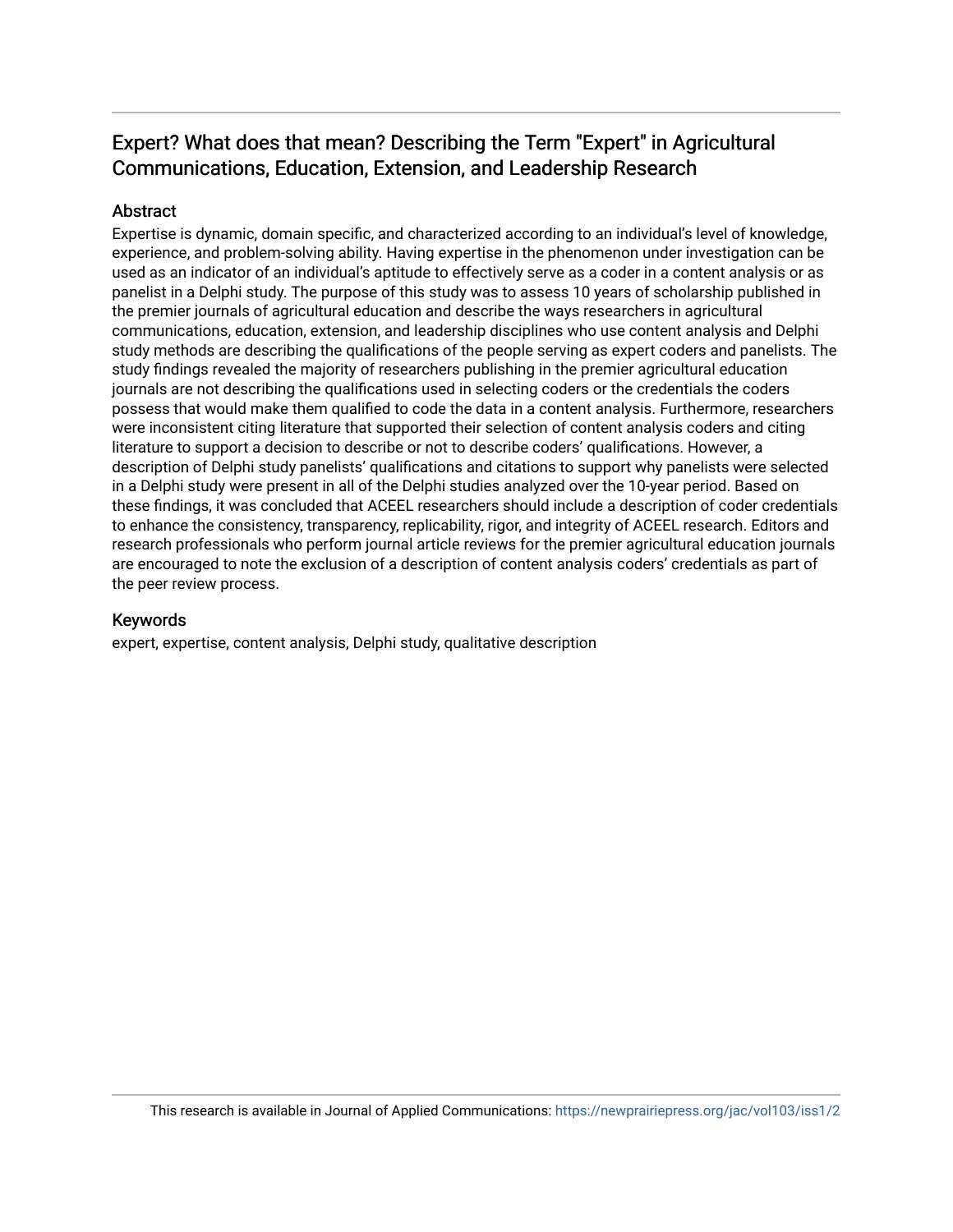# Expert? What does that mean? Describing the Term "Expert" in Agricultural Communications, Education, Extension, and Leadership Research

## Abstract

Expertise is dynamic, domain specific, and characterized according to an individual's level of knowledge, experience, and problem-solving ability. Having expertise in the phenomenon under investigation can be used as an indicator of an individual's aptitude to effectively serve as a coder in a content analysis or as panelist in a Delphi study. The purpose of this study was to assess 10 years of scholarship published in the premier journals of agricultural education and describe the ways researchers in agricultural communications, education, extension, and leadership disciplines who use content analysis and Delphi study methods are describing the qualifications of the people serving as expert coders and panelists. The study findings revealed the majority of researchers publishing in the premier agricultural education journals are not describing the qualifications used in selecting coders or the credentials the coders possess that would make them qualified to code the data in a content analysis. Furthermore, researchers were inconsistent citing literature that supported their selection of content analysis coders and citing literature to support a decision to describe or not to describe coders' qualifications. However, a description of Delphi study panelists' qualifications and citations to support why panelists were selected in a Delphi study were present in all of the Delphi studies analyzed over the 10-year period. Based on these findings, it was concluded that ACEEL researchers should include a description of coder credentials to enhance the consistency, transparency, replicability, rigor, and integrity of ACEEL research. Editors and research professionals who perform journal article reviews for the premier agricultural education journals are encouraged to note the exclusion of a description of content analysis coders' credentials as part of the peer review process.

## Keywords

expert, expertise, content analysis, Delphi study, qualitative description

This research is available in Journal of Applied Communications: https://newprairiepress.org/jac/vol103/iss1/2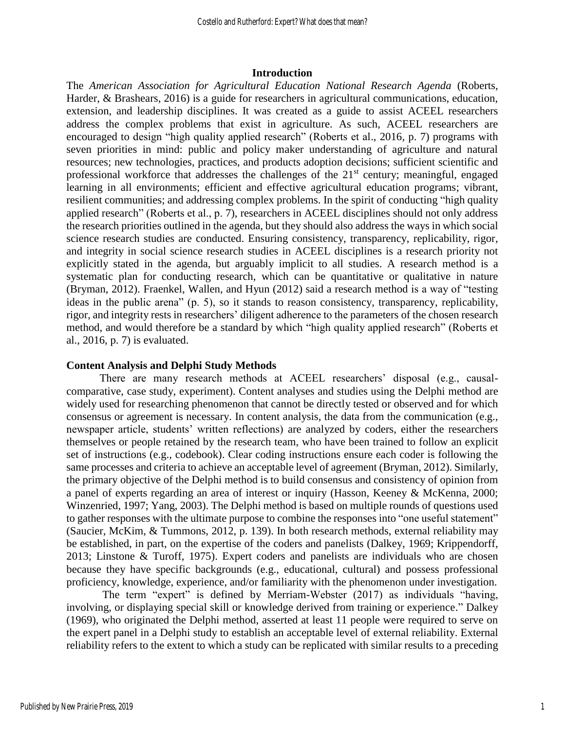## Introduction

The *American Association for Agricultural Education National Research Agenda* (Roberts, Harder, & Brashears, 2016) is a guide for researchers in agricultural communications, education, extension, and leadership disciplines. It was created as a guide to assist ACEEL researchers address the complex problems that exist in agriculture. As such, ACEEL researchers are encouraged to design "high quality applied research" (Roberts et al., 2016, p. 7) programs with seven priorities in mind: public and policy maker understanding of agriculture and natural resources; new technologies, practices, and products adoption decisions; sufficient scientific and professional workforce that addresses the challenges of the 21st century; meaningful, engaged learning in all environments; efficient and effective agricultural education programs; vibrant, resilient communities; and addressing complex problems. In the spirit of conducting "high quality applied research" (Roberts et al., p. 7), researchers in ACEEL disciplines should not only address the research priorities outlined in the agenda, but they should also address the ways in which social science research studies are conducted. Ensuring consistency, transparency, replicability, rigor, and integrity in social science research studies in ACEEL disciplines is a research priority not explicitly stated in the agenda, but arguably implicit to all studies. A research method is a systematic plan for conducting research, which can be quantitative or qualitative in nature (Bryman, 2012). Fraenkel, Wallen, and Hyun (2012) said a research method is a way of "testing ideas in the public arena" (p. 5), so it stands to reason consistency, transparency, replicability, rigor, and integrity rests in researchers' diligent adherence to the parameters of the chosen research method, and would therefore be a standard by which "high quality applied research" (Roberts et al., 2016, p. 7) is evaluated.

### Content Analysis and Delphi Study Methods

There are many research methods at ACEEL researchers' disposal (e.g., causal-comparative, case study, experiment). Content analyses and studies using the Delphi method are widely used for researching phenomenon that cannot be directly tested or observed and for which consensus or agreement is necessary. In content analysis, the data from the communication (e.g., newspaper article, students' written reflections) are analyzed by coders, either the researchers themselves or people retained by the research team, who have been trained to follow an explicit set of instructions (e.g., codebook). Clear coding instructions ensure each coder is following the same processes and criteria to achieve an acceptable level of agreement (Bryman, 2012). Similarly, the primary objective of the Delphi method is to build consensus and consistency of opinion from a panel of experts regarding an area of interest or inquiry (Hasson, Keeney & McKenna, 2000; Winzenried, 1997; Yang, 2003). The Delphi method is based on multiple rounds of questions used to gather responses with the ultimate purpose to combine the responses into "one useful statement" (Saucier, McKim, & Tummons, 2012, p. 139). In both research methods, external reliability may be established, in part, on the expertise of the coders and panelists (Dalkey, 1969; Krippendorff, 2013; Linstone & Turoff, 1975). Expert coders and panelists are individuals who are chosen because they have specific backgrounds (e.g., educational, cultural) and possess professional proficiency, knowledge, experience, and/or familiarity with the phenomenon under investigation.

The term "expert" is defined by Merriam-Webster (2017) as individuals "having, involving, or displaying special skill or knowledge derived from training or experience." Dalkey (1969), who originated the Delphi method, asserted at least 11 people were required to serve on the expert panel in a Delphi study to establish an acceptable level of external reliability. External reliability refers to the extent to which a study can be replicated with similar results to a preceding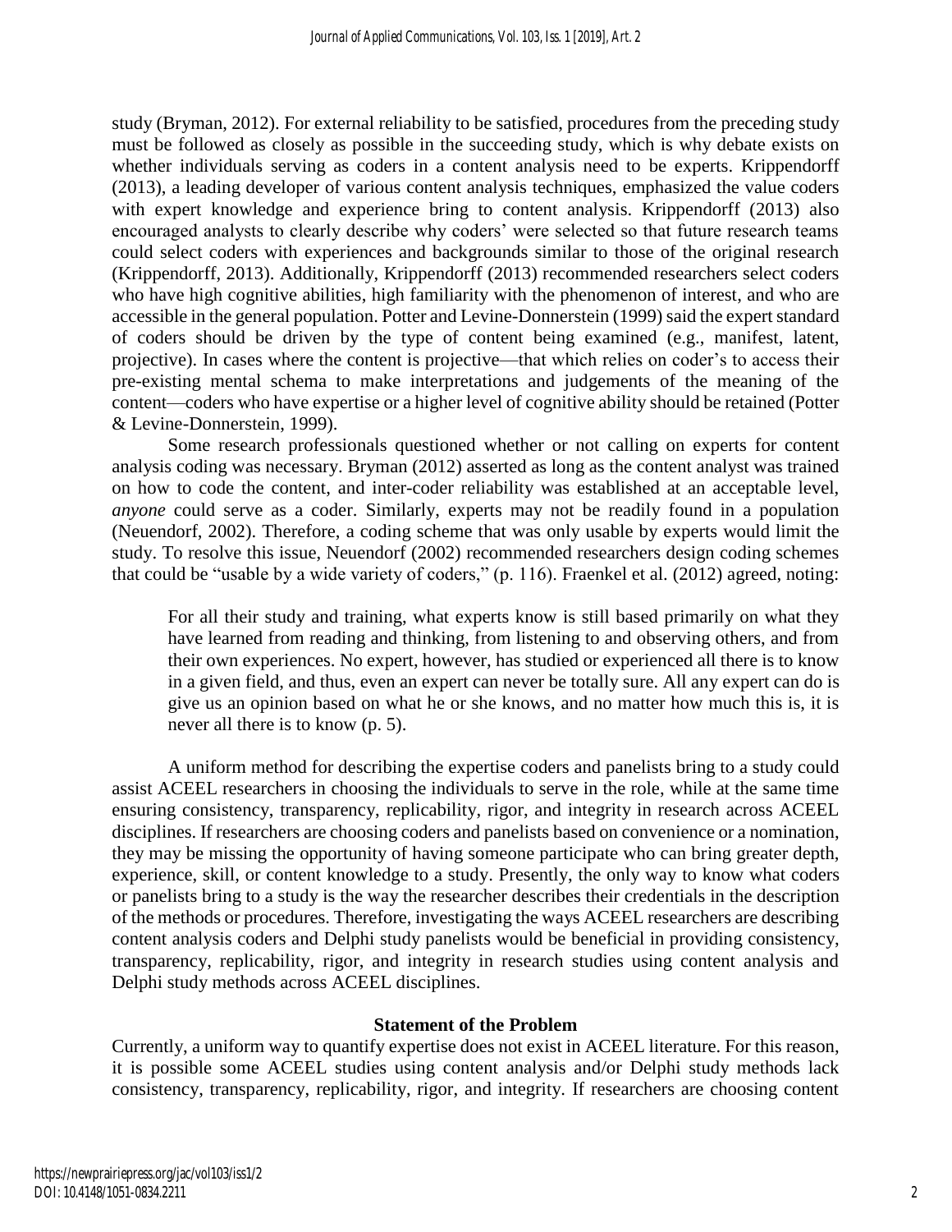study (Bryman, 2012). For external reliability to be satisfied, procedures from the preceding study must be followed as closely as possible in the succeeding study, which is why debate exists on whether individuals serving as coders in a content analysis need to be experts. Krippendorff (2013), a leading developer of various content analysis techniques, emphasized the value coders with expert knowledge and experience bring to content analysis. Krippendorff (2013) also encouraged analysts to clearly describe why coders' were selected so that future research teams could select coders with experiences and backgrounds similar to those of the original research (Krippendorff, 2013). Additionally, Krippendorff (2013) recommended researchers select coders who have high cognitive abilities, high familiarity with the phenomenon of interest, and who are accessible in the general population. Potter and Levine-Donnerstein (1999) said the expert standard of coders should be driven by the type of content being examined (e.g., manifest, latent, projective). In cases where the content is projective—that which relies on coder's to access their pre-existing mental schema to make interpretations and judgements of the meaning of the content—coders who have expertise or a higher level of cognitive ability should be retained (Potter & Levine-Donnerstein, 1999).

Some research professionals questioned whether or not calling on experts for content analysis coding was necessary. Bryman (2012) asserted as long as the content analyst was trained on how to code the content, and inter-coder reliability was established at an acceptable level, *anyone* could serve as a coder. Similarly, experts may not be readily found in a population (Neuendorf, 2002). Therefore, a coding scheme that was only usable by experts would limit the study. To resolve this issue, Neuendorf (2002) recommended researchers design coding schemes that could be "usable by a wide variety of coders," (p. 116). Fraenkel et al. (2012) agreed, noting:

> For all their study and training, what experts know is still based primarily on what they have learned from reading and thinking, from listening to and observing others, and from their own experiences. No expert, however, has studied or experienced all there is to know in a given field, and thus, even an expert can never be totally sure. All any expert can do is give us an opinion based on what he or she knows, and no matter how much this is, it is never all there is to know (p. 5).

A uniform method for describing the expertise coders and panelists bring to a study could assist ACEEL researchers in choosing the individuals to serve in the role, while at the same time ensuring consistency, transparency, replicability, rigor, and integrity in research across ACEEL disciplines. If researchers are choosing coders and panelists based on convenience or a nomination, they may be missing the opportunity of having someone participate who can bring greater depth, experience, skill, or content knowledge to a study. Presently, the only way to know what coders or panelists bring to a study is the way the researcher describes their credentials in the description of the methods or procedures. Therefore, investigating the ways ACEEL researchers are describing content analysis coders and Delphi study panelists would be beneficial in providing consistency, transparency, replicability, rigor, and integrity in research studies using content analysis and Delphi study methods across ACEEL disciplines.

## Statement of the Problem

Currently, a uniform way to quantify expertise does not exist in ACEEL literature. For this reason, it is possible some ACEEL studies using content analysis and/or Delphi study methods lack consistency, transparency, replicability, rigor, and integrity. If researchers are choosing content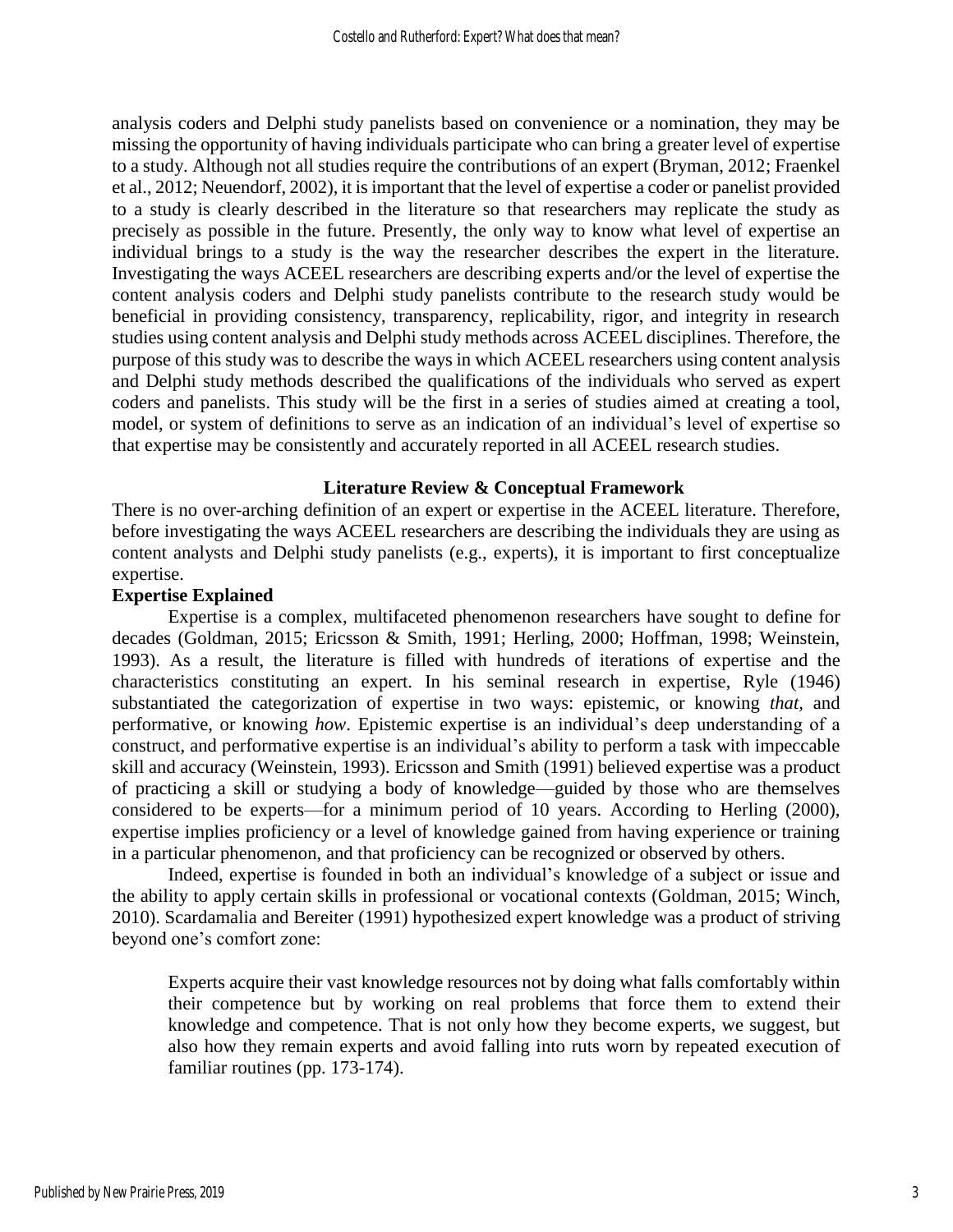analysis coders and Delphi study panelists based on convenience or a nomination, they may be missing the opportunity of having individuals participate who can bring a greater level of expertise to a study. Although not all studies require the contributions of an expert (Bryman, 2012; Fraenkel et al., 2012; Neuendorf, 2002), it is important that the level of expertise a coder or panelist provided to a study is clearly described in the literature so that researchers may replicate the study as precisely as possible in the future. Presently, the only way to know what level of expertise an individual brings to a study is the way the researcher describes the expert in the literature. Investigating the ways ACEEL researchers are describing experts and/or the level of expertise the content analysis coders and Delphi study panelists contribute to the research study would be beneficial in providing consistency, transparency, replicability, rigor, and integrity in research studies using content analysis and Delphi study methods across ACEEL disciplines. Therefore, the purpose of this study was to describe the ways in which ACEEL researchers using content analysis and Delphi study methods described the qualifications of the individuals who served as expert coders and panelists. This study will be the first in a series of studies aimed at creating a tool, model, or system of definitions to serve as an indication of an individual's level of expertise so that expertise may be consistently and accurately reported in all ACEEL research studies.

## Literature Review & Conceptual Framework

There is no over-arching definition of an expert or expertise in the ACEEL literature. Therefore, before investigating the ways ACEEL researchers are describing the individuals they are using as content analysts and Delphi study panelists (e.g., experts), it is important to first conceptualize expertise.

### Expertise Explained

Expertise is a complex, multifaceted phenomenon researchers have sought to define for decades (Goldman, 2015; Ericsson & Smith, 1991; Herling, 2000; Hoffman, 1998; Weinstein, 1993). As a result, the literature is filled with hundreds of iterations of expertise and the characteristics constituting an expert. In his seminal research in expertise, Ryle (1946) substantiated the categorization of expertise in two ways: epistemic, or knowing *that,* and performative, or knowing *how*. Epistemic expertise is an individual's deep understanding of a construct, and performative expertise is an individual's ability to perform a task with impeccable skill and accuracy (Weinstein, 1993). Ericsson and Smith (1991) believed expertise was a product of practicing a skill or studying a body of knowledge—guided by those who are themselves considered to be experts—for a minimum period of 10 years. According to Herling (2000), expertise implies proficiency or a level of knowledge gained from having experience or training in a particular phenomenon, and that proficiency can be recognized or observed by others.

Indeed, expertise is founded in both an individual's knowledge of a subject or issue and the ability to apply certain skills in professional or vocational contexts (Goldman, 2015; Winch, 2010). Scardamalia and Bereiter (1991) hypothesized expert knowledge was a product of striving beyond one's comfort zone:

> Experts acquire their vast knowledge resources not by doing what falls comfortably within their competence but by working on real problems that force them to extend their knowledge and competence. That is not only how they become experts, we suggest, but also how they remain experts and avoid falling into ruts worn by repeated execution of familiar routines (pp. 173-174).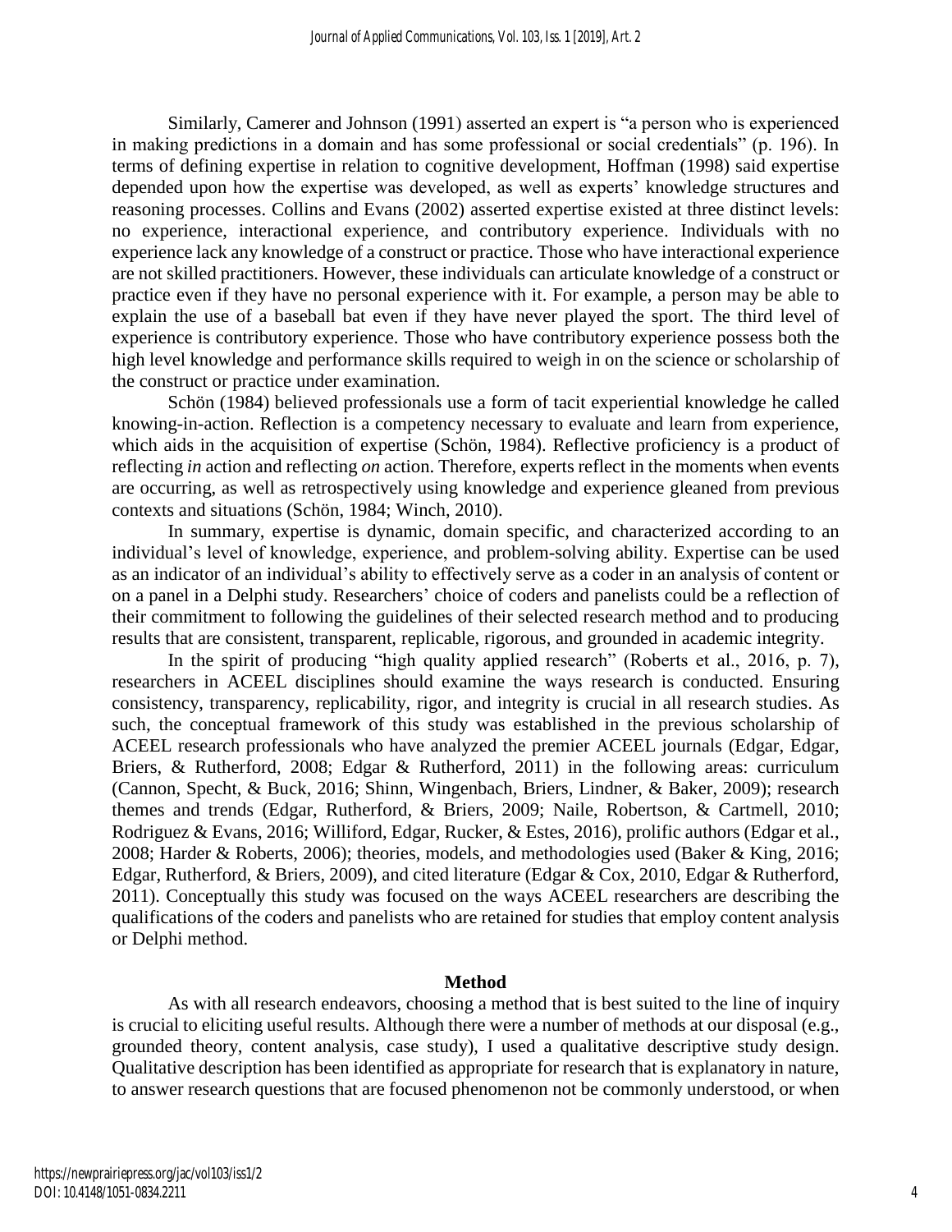Similarly, Camerer and Johnson (1991) asserted an expert is "a person who is experienced in making predictions in a domain and has some professional or social credentials" (p. 196). In terms of defining expertise in relation to cognitive development, Hoffman (1998) said expertise depended upon how the expertise was developed, as well as experts' knowledge structures and reasoning processes. Collins and Evans (2002) asserted expertise existed at three distinct levels: no experience, interactional experience, and contributory experience. Individuals with no experience lack any knowledge of a construct or practice. Those who have interactional experience are not skilled practitioners. However, these individuals can articulate knowledge of a construct or practice even if they have no personal experience with it. For example, a person may be able to explain the use of a baseball bat even if they have never played the sport. The third level of experience is contributory experience. Those who have contributory experience possess both the high level knowledge and performance skills required to weigh in on the science or scholarship of the construct or practice under examination.

Schön (1984) believed professionals use a form of tacit experiential knowledge he called knowing-in-action. Reflection is a competency necessary to evaluate and learn from experience, which aids in the acquisition of expertise (Schön, 1984). Reflective proficiency is a product of reflecting *in* action and reflecting *on* action. Therefore, experts reflect in the moments when events are occurring, as well as retrospectively using knowledge and experience gleaned from previous contexts and situations (Schön, 1984; Winch, 2010).

In summary, expertise is dynamic, domain specific, and characterized according to an individual's level of knowledge, experience, and problem-solving ability. Expertise can be used as an indicator of an individual's ability to effectively serve as a coder in an analysis of content or on a panel in a Delphi study. Researchers' choice of coders and panelists could be a reflection of their commitment to following the guidelines of their selected research method and to producing results that are consistent, transparent, replicable, rigorous, and grounded in academic integrity.

In the spirit of producing "high quality applied research" (Roberts et al., 2016, p. 7), researchers in ACEEL disciplines should examine the ways research is conducted. Ensuring consistency, transparency, replicability, rigor, and integrity is crucial in all research studies. As such, the conceptual framework of this study was established in the previous scholarship of ACEEL research professionals who have analyzed the premier ACEEL journals (Edgar, Edgar, Briers, & Rutherford, 2008; Edgar & Rutherford, 2011) in the following areas: curriculum (Cannon, Specht, & Buck, 2016; Shinn, Wingenbach, Briers, Lindner, & Baker, 2009); research themes and trends (Edgar, Rutherford, & Briers, 2009; Naile, Robertson, & Cartmell, 2010; Rodriguez & Evans, 2016; Williford, Edgar, Rucker, & Estes, 2016), prolific authors (Edgar et al., 2008; Harder & Roberts, 2006); theories, models, and methodologies used (Baker & King, 2016; Edgar, Rutherford, & Briers, 2009), and cited literature (Edgar & Cox, 2010, Edgar & Rutherford, 2011). Conceptually this study was focused on the ways ACEEL researchers are describing the qualifications of the coders and panelists who are retained for studies that employ content analysis or Delphi method.

## Method

As with all research endeavors, choosing a method that is best suited to the line of inquiry is crucial to eliciting useful results. Although there were a number of methods at our disposal (e.g., grounded theory, content analysis, case study), I used a qualitative descriptive study design. Qualitative description has been identified as appropriate for research that is explanatory in nature, to answer research questions that are focused phenomenon not be commonly understood, or when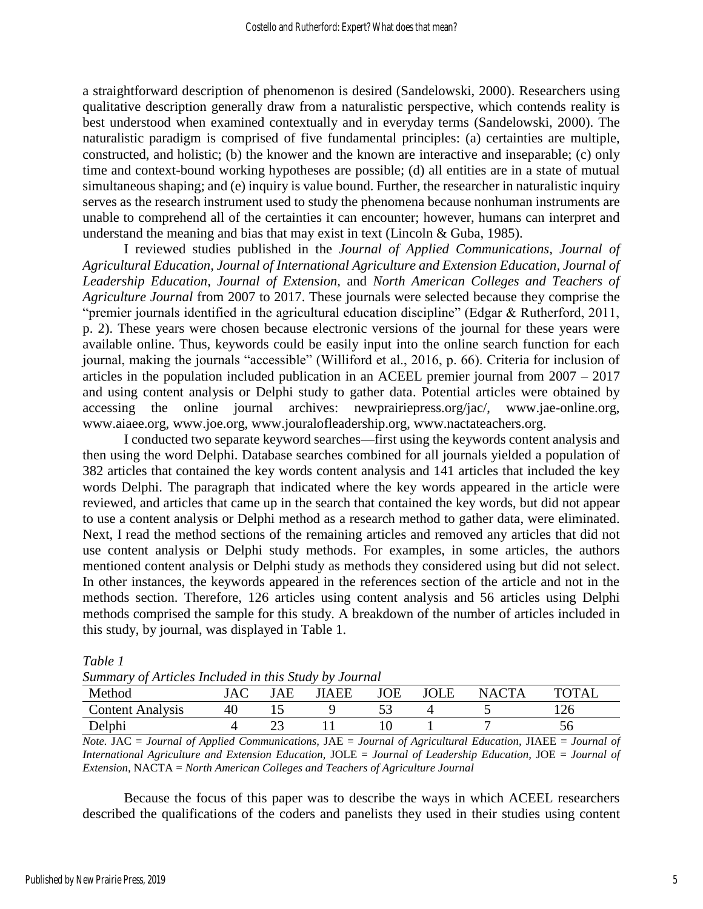a straightforward description of phenomenon is desired (Sandelowski, 2000). Researchers using qualitative description generally draw from a naturalistic perspective, which contends reality is best understood when examined contextually and in everyday terms (Sandelowski, 2000). The naturalistic paradigm is comprised of five fundamental principles: (a) certainties are multiple, constructed, and holistic; (b) the knower and the known are interactive and inseparable; (c) only time and context-bound working hypotheses are possible; (d) all entities are in a state of mutual simultaneous shaping; and (e) inquiry is value bound. Further, the researcher in naturalistic inquiry serves as the research instrument used to study the phenomena because nonhuman instruments are unable to comprehend all of the certainties it can encounter; however, humans can interpret and understand the meaning and bias that may exist in text (Lincoln & Guba, 1985).

I reviewed studies published in the *Journal of Applied Communications, Journal of Agricultural Education, Journal of International Agriculture and Extension Education, Journal of Leadership Education, Journal of Extension,* and *North American Colleges and Teachers of Agriculture Journal* from 2007 to 2017. These journals were selected because they comprise the "premier journals identified in the agricultural education discipline" (Edgar & Rutherford, 2011, p. 2). These years were chosen because electronic versions of the journal for these years were available online. Thus, keywords could be easily input into the online search function for each journal, making the journals "accessible" (Williford et al., 2016, p. 66). Criteria for inclusion of articles in the population included publication in an ACEEL premier journal from 2007 – 2017 and using content analysis or Delphi study to gather data. Potential articles were obtained by accessing the online journal archives: newprairiepress.org/jac/, www.jae-online.org, www.aiaee.org, www.joe.org, www.jouralofleadership.org, www.nactateachers.org.

I conducted two separate keyword searches—first using the keywords content analysis and then using the word Delphi. Database searches combined for all journals yielded a population of 382 articles that contained the key words content analysis and 141 articles that included the key words Delphi. The paragraph that indicated where the key words appeared in the article were reviewed, and articles that came up in the search that contained the key words, but did not appear to use a content analysis or Delphi method as a research method to gather data, were eliminated. Next, I read the method sections of the remaining articles and removed any articles that did not use content analysis or Delphi study methods. For examples, in some articles, the authors mentioned content analysis or Delphi study as methods they considered using but did not select. In other instances, the keywords appeared in the references section of the article and not in the methods section. Therefore, 126 articles using content analysis and 56 articles using Delphi methods comprised the sample for this study. A breakdown of the number of articles included in this study, by journal, was displayed in Table 1.

*Table 1*
*Summary of Articles Included in this Study by Journal*

| Method | JAC | JAE | JIAEE | JOE | JOLE | NACTA | TOTAL |
|---|---|---|---|---|---|---|---|
| Content Analysis | 40 | 15 | 9 | 53 | 4 | 5 | 126 |
| Delphi | 4 | 23 | 11 | 10 | 1 | 7 | 56 |

*Note.* JAC = *Journal of Applied Communications,* JAE = *Journal of Agricultural Education,* JIAEE = *Journal of International Agriculture and Extension Education,* JOLE = *Journal of Leadership Education,* JOE = *Journal of Extension,* NACTA = *North American Colleges and Teachers of Agriculture Journal*

Because the focus of this paper was to describe the ways in which ACEEL researchers described the qualifications of the coders and panelists they used in their studies using content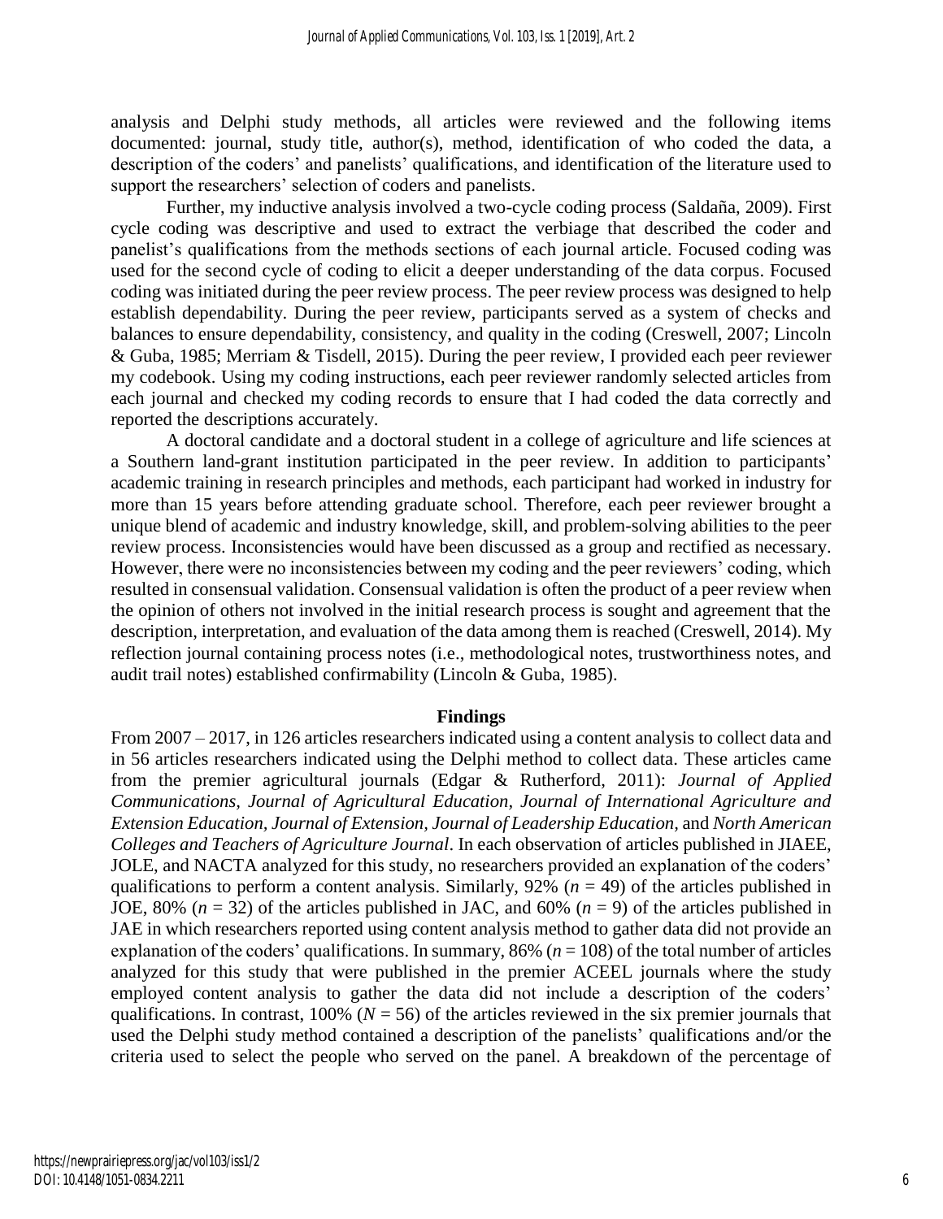analysis and Delphi study methods, all articles were reviewed and the following items documented: journal, study title, author(s), method, identification of who coded the data, a description of the coders' and panelists' qualifications, and identification of the literature used to support the researchers' selection of coders and panelists.

Further, my inductive analysis involved a two-cycle coding process (Saldaña, 2009). First cycle coding was descriptive and used to extract the verbiage that described the coder and panelist's qualifications from the methods sections of each journal article. Focused coding was used for the second cycle of coding to elicit a deeper understanding of the data corpus. Focused coding was initiated during the peer review process. The peer review process was designed to help establish dependability. During the peer review, participants served as a system of checks and balances to ensure dependability, consistency, and quality in the coding (Creswell, 2007; Lincoln & Guba, 1985; Merriam & Tisdell, 2015). During the peer review, I provided each peer reviewer my codebook. Using my coding instructions, each peer reviewer randomly selected articles from each journal and checked my coding records to ensure that I had coded the data correctly and reported the descriptions accurately.

A doctoral candidate and a doctoral student in a college of agriculture and life sciences at a Southern land-grant institution participated in the peer review. In addition to participants' academic training in research principles and methods, each participant had worked in industry for more than 15 years before attending graduate school. Therefore, each peer reviewer brought a unique blend of academic and industry knowledge, skill, and problem-solving abilities to the peer review process. Inconsistencies would have been discussed as a group and rectified as necessary. However, there were no inconsistencies between my coding and the peer reviewers' coding, which resulted in consensual validation. Consensual validation is often the product of a peer review when the opinion of others not involved in the initial research process is sought and agreement that the description, interpretation, and evaluation of the data among them is reached (Creswell, 2014). My reflection journal containing process notes (i.e., methodological notes, trustworthiness notes, and audit trail notes) established confirmability (Lincoln & Guba, 1985).

## Findings

From 2007 – 2017, in 126 articles researchers indicated using a content analysis to collect data and in 56 articles researchers indicated using the Delphi method to collect data. These articles came from the premier agricultural journals (Edgar & Rutherford, 2011): *Journal of Applied Communications*, *Journal of Agricultural Education*, *Journal of International Agriculture and Extension Education*, *Journal of Extension*, *Journal of Leadership Education*, and *North American Colleges and Teachers of Agriculture Journal*. In each observation of articles published in JIAEE, JOLE, and NACTA analyzed for this study, no researchers provided an explanation of the coders' qualifications to perform a content analysis. Similarly, 92% ($n$ = 49) of the articles published in JOE, 80% ($n$ = 32) of the articles published in JAC, and 60% ($n$ = 9) of the articles published in JAE in which researchers reported using content analysis method to gather data did not provide an explanation of the coders' qualifications. In summary, 86% ($n$ = 108) of the total number of articles analyzed for this study that were published in the premier ACEEL journals where the study employed content analysis to gather the data did not include a description of the coders' qualifications. In contrast, 100% ($N$ = 56) of the articles reviewed in the six premier journals that used the Delphi study method contained a description of the panelists' qualifications and/or the criteria used to select the people who served on the panel. A breakdown of the percentage of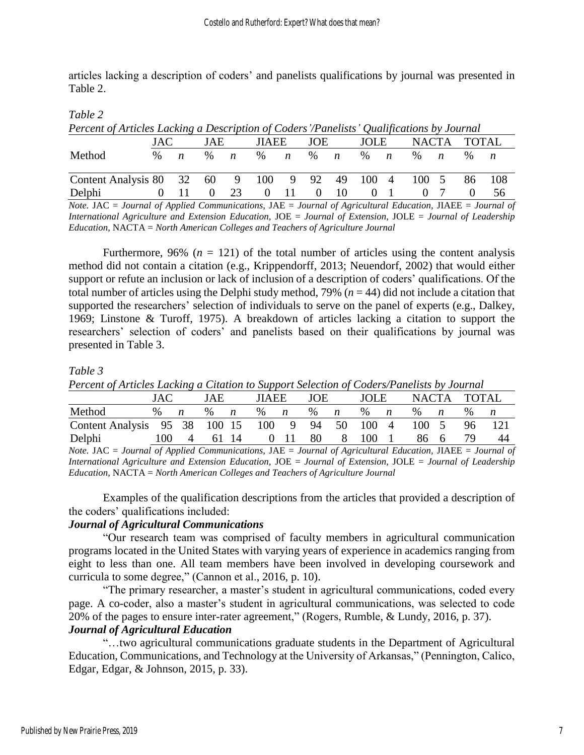articles lacking a description of coders' and panelists qualifications by journal was presented in Table 2.

*Table 2*

*Percent of Articles Lacking a Description of Coders'/Panelists' Qualifications by Journal*

| | JAC | | JAE | | JIAEE | | JOE | | JOLE | | NACTA | | TOTAL | |
|---|---|---|---|---|---|---|---|---|---|---|---|---|---|---|
| Method | % | *n* | % | *n* | % | *n* | % | *n* | % | *n* | % | *n* | % | *n* |
| Content Analysis | 80 | 32 | 60 | 9 | 100 | 9 | 92 | 49 | 100 | 4 | 100 | 5 | 86 | 108 |
| Delphi | 0 | 11 | 0 | 23 | 0 | 11 | 0 | 10 | 0 | 1 | 0 | 7 | 0 | 56 |

*Note.* JAC = *Journal of Applied Communications,* JAE = *Journal of Agricultural Education,* JIAEE = *Journal of International Agriculture and Extension Education,* JOE = *Journal of Extension,* JOLE = *Journal of Leadership Education,* NACTA = *North American Colleges and Teachers of Agriculture Journal*

Furthermore, 96% (*n* = 121) of the total number of articles using the content analysis method did not contain a citation (e.g., Krippendorff, 2013; Neuendorf, 2002) that would either support or refute an inclusion or lack of inclusion of a description of coders' qualifications. Of the total number of articles using the Delphi study method, 79% (*n* = 44) did not include a citation that supported the researchers' selection of individuals to serve on the panel of experts (e.g., Dalkey, 1969; Linstone & Turoff, 1975). A breakdown of articles lacking a citation to support the researchers' selection of coders' and panelists based on their qualifications by journal was presented in Table 3.

*Table 3*

*Percent of Articles Lacking a Citation to Support Selection of Coders/Panelists by Journal*

| | JAC | | JAE | | JIAEE | | JOE | | JOLE | | NACTA | | TOTAL | |
|---|---|---|---|---|---|---|---|---|---|---|---|---|---|---|
| Method | % | *n* | % | *n* | % | *n* | % | *n* | % | *n* | % | *n* | % | *n* |
| Content Analysis | 95 | 38 | 100 | 15 | 100 | 9 | 94 | 50 | 100 | 4 | 100 | 5 | 96 | 121 |
| Delphi | 100 | 4 | 61 | 14 | 0 | 11 | 80 | 8 | 100 | 1 | 86 | 6 | 79 | 44 |

*Note.* JAC = *Journal of Applied Communications,* JAE = *Journal of Agricultural Education,* JIAEE = *Journal of International Agriculture and Extension Education,* JOE = *Journal of Extension,* JOLE = *Journal of Leadership Education,* NACTA = *North American Colleges and Teachers of Agriculture Journal*

Examples of the qualification descriptions from the articles that provided a description of the coders' qualifications included:

***Journal of Agricultural Communications***

"Our research team was comprised of faculty members in agricultural communication programs located in the United States with varying years of experience in academics ranging from eight to less than one. All team members have been involved in developing coursework and curricula to some degree," (Cannon et al., 2016, p. 10).

"The primary researcher, a master's student in agricultural communications, coded every page. A co-coder, also a master's student in agricultural communications, was selected to code 20% of the pages to ensure inter-rater agreement," (Rogers, Rumble, & Lundy, 2016, p. 37).

***Journal of Agricultural Education***

"…two agricultural communications graduate students in the Department of Agricultural Education, Communications, and Technology at the University of Arkansas," (Pennington, Calico, Edgar, Edgar, & Johnson, 2015, p. 33).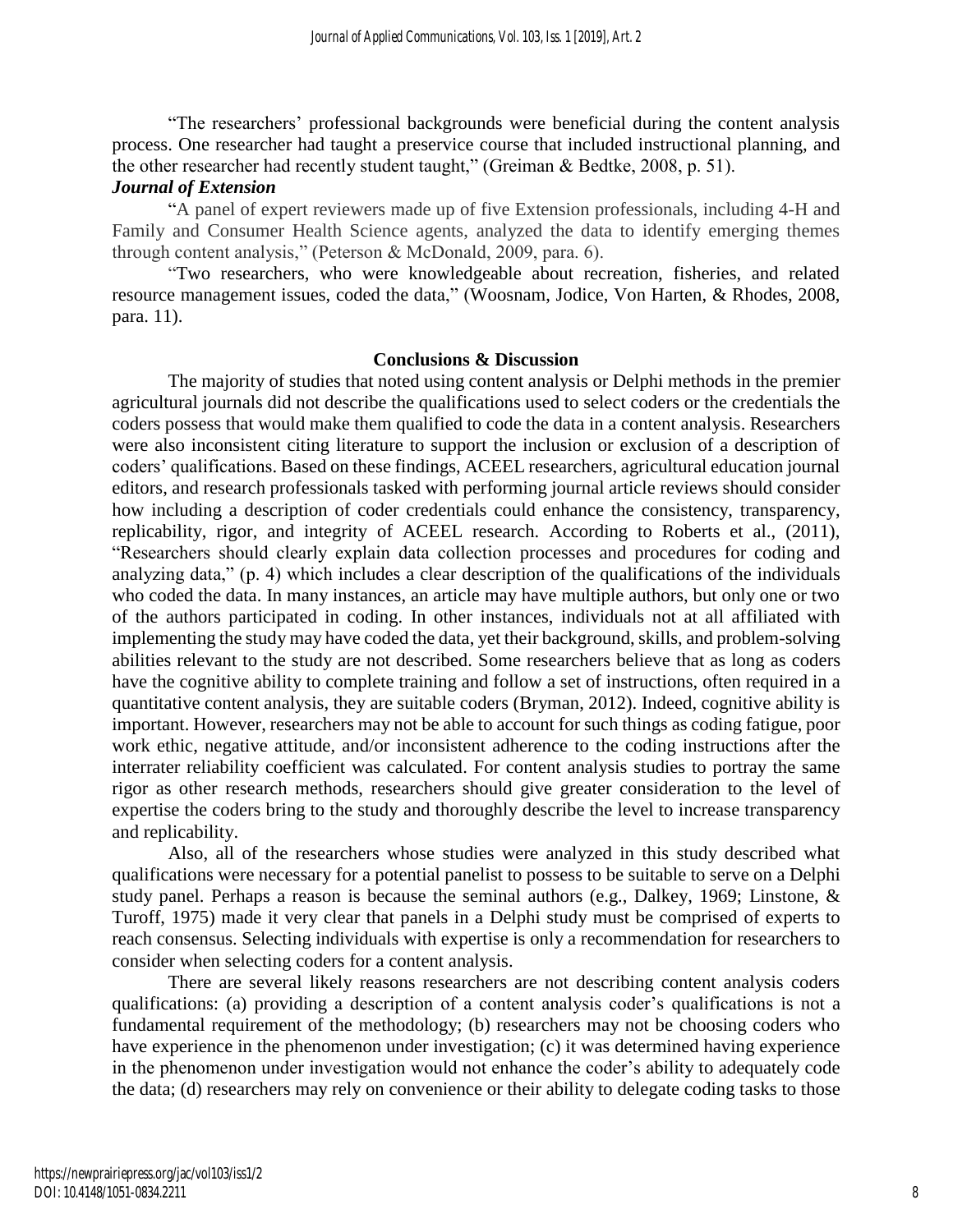"The researchers' professional backgrounds were beneficial during the content analysis process. One researcher had taught a preservice course that included instructional planning, and the other researcher had recently student taught," (Greiman & Bedtke, 2008, p. 51).

***Journal of Extension***

"A panel of expert reviewers made up of five Extension professionals, including 4-H and Family and Consumer Health Science agents, analyzed the data to identify emerging themes through content analysis," (Peterson & McDonald, 2009, para. 6).

"Two researchers, who were knowledgeable about recreation, fisheries, and related resource management issues, coded the data," (Woosnam, Jodice, Von Harten, & Rhodes, 2008, para. 11).

## Conclusions & Discussion

The majority of studies that noted using content analysis or Delphi methods in the premier agricultural journals did not describe the qualifications used to select coders or the credentials the coders possess that would make them qualified to code the data in a content analysis. Researchers were also inconsistent citing literature to support the inclusion or exclusion of a description of coders' qualifications. Based on these findings, ACEEL researchers, agricultural education journal editors, and research professionals tasked with performing journal article reviews should consider how including a description of coder credentials could enhance the consistency, transparency, replicability, rigor, and integrity of ACEEL research. According to Roberts et al., (2011), "Researchers should clearly explain data collection processes and procedures for coding and analyzing data," (p. 4) which includes a clear description of the qualifications of the individuals who coded the data. In many instances, an article may have multiple authors, but only one or two of the authors participated in coding. In other instances, individuals not at all affiliated with implementing the study may have coded the data, yet their background, skills, and problem-solving abilities relevant to the study are not described. Some researchers believe that as long as coders have the cognitive ability to complete training and follow a set of instructions, often required in a quantitative content analysis, they are suitable coders (Bryman, 2012). Indeed, cognitive ability is important. However, researchers may not be able to account for such things as coding fatigue, poor work ethic, negative attitude, and/or inconsistent adherence to the coding instructions after the interrater reliability coefficient was calculated. For content analysis studies to portray the same rigor as other research methods, researchers should give greater consideration to the level of expertise the coders bring to the study and thoroughly describe the level to increase transparency and replicability.

Also, all of the researchers whose studies were analyzed in this study described what qualifications were necessary for a potential panelist to possess to be suitable to serve on a Delphi study panel. Perhaps a reason is because the seminal authors (e.g., Dalkey, 1969; Linstone, & Turoff, 1975) made it very clear that panels in a Delphi study must be comprised of experts to reach consensus. Selecting individuals with expertise is only a recommendation for researchers to consider when selecting coders for a content analysis.

There are several likely reasons researchers are not describing content analysis coders qualifications: (a) providing a description of a content analysis coder's qualifications is not a fundamental requirement of the methodology; (b) researchers may not be choosing coders who have experience in the phenomenon under investigation; (c) it was determined having experience in the phenomenon under investigation would not enhance the coder's ability to adequately code the data; (d) researchers may rely on convenience or their ability to delegate coding tasks to those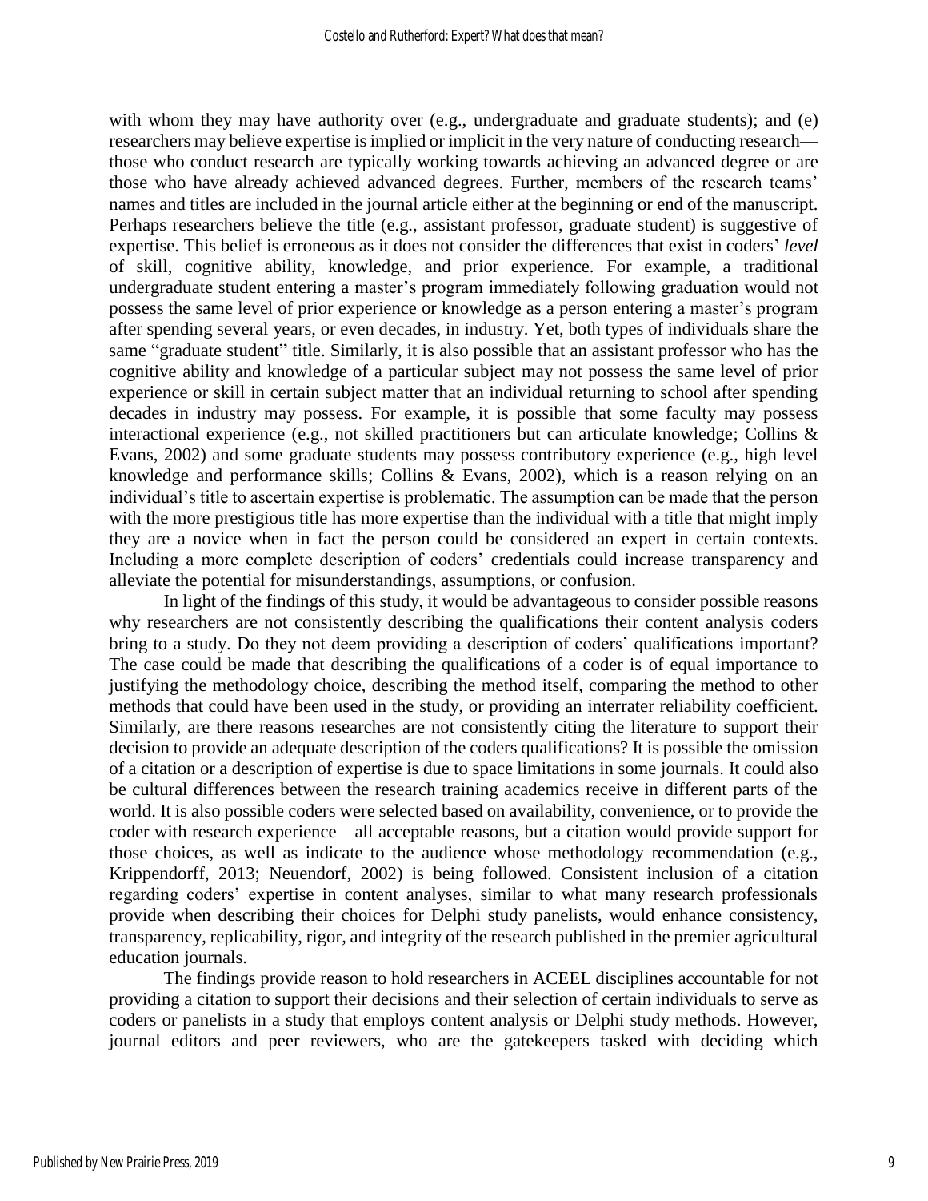with whom they may have authority over (e.g., undergraduate and graduate students); and (e) researchers may believe expertise is implied or implicit in the very nature of conducting research—those who conduct research are typically working towards achieving an advanced degree or are those who have already achieved advanced degrees. Further, members of the research teams' names and titles are included in the journal article either at the beginning or end of the manuscript. Perhaps researchers believe the title (e.g., assistant professor, graduate student) is suggestive of expertise. This belief is erroneous as it does not consider the differences that exist in coders' *level* of skill, cognitive ability, knowledge, and prior experience. For example, a traditional undergraduate student entering a master's program immediately following graduation would not possess the same level of prior experience or knowledge as a person entering a master's program after spending several years, or even decades, in industry. Yet, both types of individuals share the same "graduate student" title. Similarly, it is also possible that an assistant professor who has the cognitive ability and knowledge of a particular subject may not possess the same level of prior experience or skill in certain subject matter that an individual returning to school after spending decades in industry may possess. For example, it is possible that some faculty may possess interactional experience (e.g., not skilled practitioners but can articulate knowledge; Collins & Evans, 2002) and some graduate students may possess contributory experience (e.g., high level knowledge and performance skills; Collins & Evans, 2002), which is a reason relying on an individual's title to ascertain expertise is problematic. The assumption can be made that the person with the more prestigious title has more expertise than the individual with a title that might imply they are a novice when in fact the person could be considered an expert in certain contexts. Including a more complete description of coders' credentials could increase transparency and alleviate the potential for misunderstandings, assumptions, or confusion.

In light of the findings of this study, it would be advantageous to consider possible reasons why researchers are not consistently describing the qualifications their content analysis coders bring to a study. Do they not deem providing a description of coders' qualifications important? The case could be made that describing the qualifications of a coder is of equal importance to justifying the methodology choice, describing the method itself, comparing the method to other methods that could have been used in the study, or providing an interrater reliability coefficient. Similarly, are there reasons researches are not consistently citing the literature to support their decision to provide an adequate description of the coders qualifications? It is possible the omission of a citation or a description of expertise is due to space limitations in some journals. It could also be cultural differences between the research training academics receive in different parts of the world. It is also possible coders were selected based on availability, convenience, or to provide the coder with research experience—all acceptable reasons, but a citation would provide support for those choices, as well as indicate to the audience whose methodology recommendation (e.g., Krippendorff, 2013; Neuendorf, 2002) is being followed. Consistent inclusion of a citation regarding coders' expertise in content analyses, similar to what many research professionals provide when describing their choices for Delphi study panelists, would enhance consistency, transparency, replicability, rigor, and integrity of the research published in the premier agricultural education journals.

The findings provide reason to hold researchers in ACEEL disciplines accountable for not providing a citation to support their decisions and their selection of certain individuals to serve as coders or panelists in a study that employs content analysis or Delphi study methods. However, journal editors and peer reviewers, who are the gatekeepers tasked with deciding which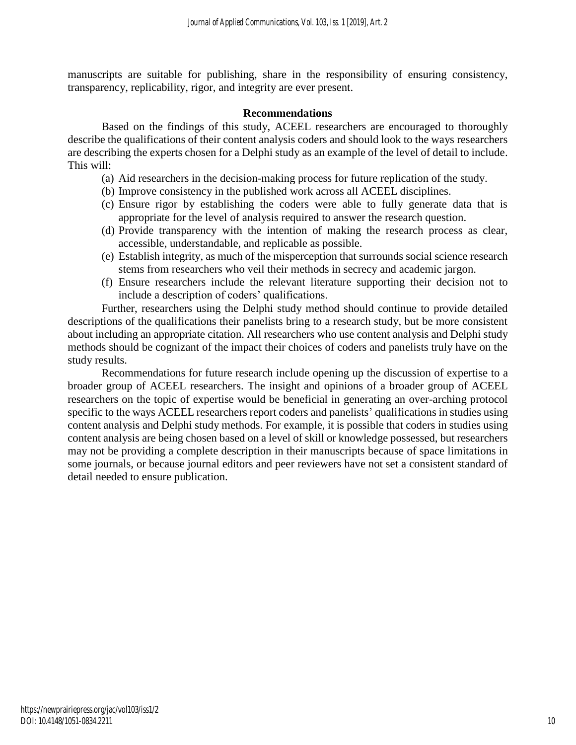manuscripts are suitable for publishing, share in the responsibility of ensuring consistency, transparency, replicability, rigor, and integrity are ever present.

## Recommendations

Based on the findings of this study, ACEEL researchers are encouraged to thoroughly describe the qualifications of their content analysis coders and should look to the ways researchers are describing the experts chosen for a Delphi study as an example of the level of detail to include. This will:

(a) Aid researchers in the decision-making process for future replication of the study.

(b) Improve consistency in the published work across all ACEEL disciplines.

(c) Ensure rigor by establishing the coders were able to fully generate data that is appropriate for the level of analysis required to answer the research question.

(d) Provide transparency with the intention of making the research process as clear, accessible, understandable, and replicable as possible.

(e) Establish integrity, as much of the misperception that surrounds social science research stems from researchers who veil their methods in secrecy and academic jargon.

(f) Ensure researchers include the relevant literature supporting their decision not to include a description of coders' qualifications.

Further, researchers using the Delphi study method should continue to provide detailed descriptions of the qualifications their panelists bring to a research study, but be more consistent about including an appropriate citation. All researchers who use content analysis and Delphi study methods should be cognizant of the impact their choices of coders and panelists truly have on the study results.

Recommendations for future research include opening up the discussion of expertise to a broader group of ACEEL researchers. The insight and opinions of a broader group of ACEEL researchers on the topic of expertise would be beneficial in generating an over-arching protocol specific to the ways ACEEL researchers report coders and panelists' qualifications in studies using content analysis and Delphi study methods. For example, it is possible that coders in studies using content analysis are being chosen based on a level of skill or knowledge possessed, but researchers may not be providing a complete description in their manuscripts because of space limitations in some journals, or because journal editors and peer reviewers have not set a consistent standard of detail needed to ensure publication.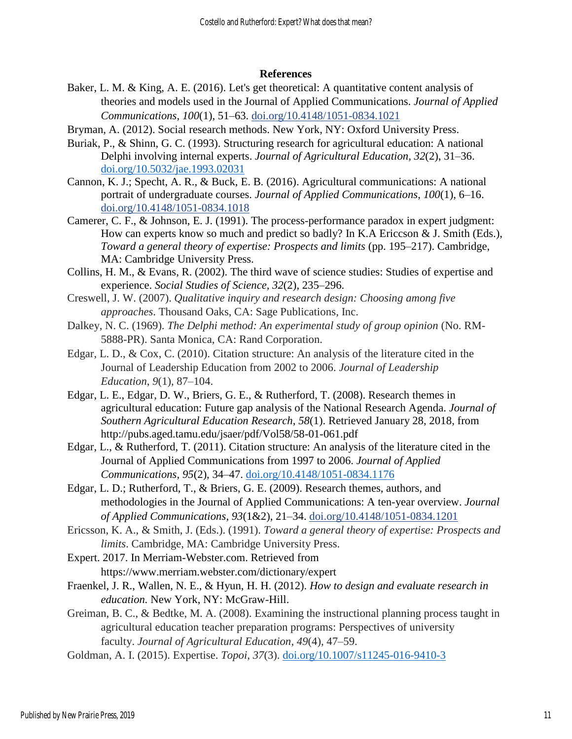## References

Baker, L. M. & King, A. E. (2016). Let's get theoretical: A quantitative content analysis of theories and models used in the Journal of Applied Communications. *Journal of Applied Communications*, *100*(1), 51–63. doi.org/10.4148/1051-0834.1021

Bryman, A. (2012). Social research methods. New York, NY: Oxford University Press.

Buriak, P., & Shinn, G. C. (1993). Structuring research for agricultural education: A national Delphi involving internal experts. *Journal of Agricultural Education, 32*(2), 31–36. doi.org/10.5032/jae.1993.02031

Cannon, K. J.; Specht, A. R., & Buck, E. B. (2016). Agricultural communications: A national portrait of undergraduate courses. *Journal of Applied Communications*, *100*(1), 6–16. doi.org/10.4148/1051-0834.1018

Camerer, C. F., & Johnson, E. J. (1991). The process-performance paradox in expert judgment: How can experts know so much and predict so badly? In K.A Ericcson & J. Smith (Eds.), *Toward a general theory of expertise: Prospects and limits* (pp. 195–217). Cambridge, MA: Cambridge University Press.

Collins, H. M., & Evans, R. (2002). The third wave of science studies: Studies of expertise and experience. *Social Studies of Science*, *32*(2), 235–296.

Creswell, J. W. (2007). *Qualitative inquiry and research design: Choosing among five approaches*. Thousand Oaks, CA: Sage Publications, Inc.

Dalkey, N. C. (1969). *The Delphi method: An experimental study of group opinion* (No. RM-5888-PR). Santa Monica, CA: Rand Corporation.

Edgar, L. D., & Cox, C. (2010). Citation structure: An analysis of the literature cited in the Journal of Leadership Education from 2002 to 2006. *Journal of Leadership Education*, *9*(1), 87–104.

Edgar, L. E., Edgar, D. W., Briers, G. E., & Rutherford, T. (2008). Research themes in agricultural education: Future gap analysis of the National Research Agenda. *Journal of Southern Agricultural Education Research*, *58*(1). Retrieved January 28, 2018, from http://pubs.aged.tamu.edu/jsaer/pdf/Vol58/58-01-061.pdf

Edgar, L., & Rutherford, T. (2011). Citation structure: An analysis of the literature cited in the Journal of Applied Communications from 1997 to 2006. *Journal of Applied Communications, 95*(2), 34–47. doi.org/10.4148/1051-0834.1176

Edgar, L. D.; Rutherford, T., & Briers, G. E. (2009). Research themes, authors, and methodologies in the Journal of Applied Communications: A ten-year overview. *Journal of Applied Communications*, *93*(1&2), 21–34. doi.org/10.4148/1051-0834.1201

Ericsson, K. A., & Smith, J. (Eds.). (1991). *Toward a general theory of expertise: Prospects and limits*. Cambridge, MA: Cambridge University Press.

Expert. 2017. In Merriam-Webster.com. Retrieved from https://www.merriam.webster.com/dictionary/expert

Fraenkel, J. R., Wallen, N. E., & Hyun, H. H. (2012). *How to design and evaluate research in education.* New York, NY: McGraw-Hill.

Greiman, B. C., & Bedtke, M. A. (2008). Examining the instructional planning process taught in agricultural education teacher preparation programs: Perspectives of university faculty. *Journal of Agricultural Education*, *49*(4), 47–59.

Goldman, A. I. (2015). Expertise. *Topoi*, *37*(3). doi.org/10.1007/s11245-016-9410-3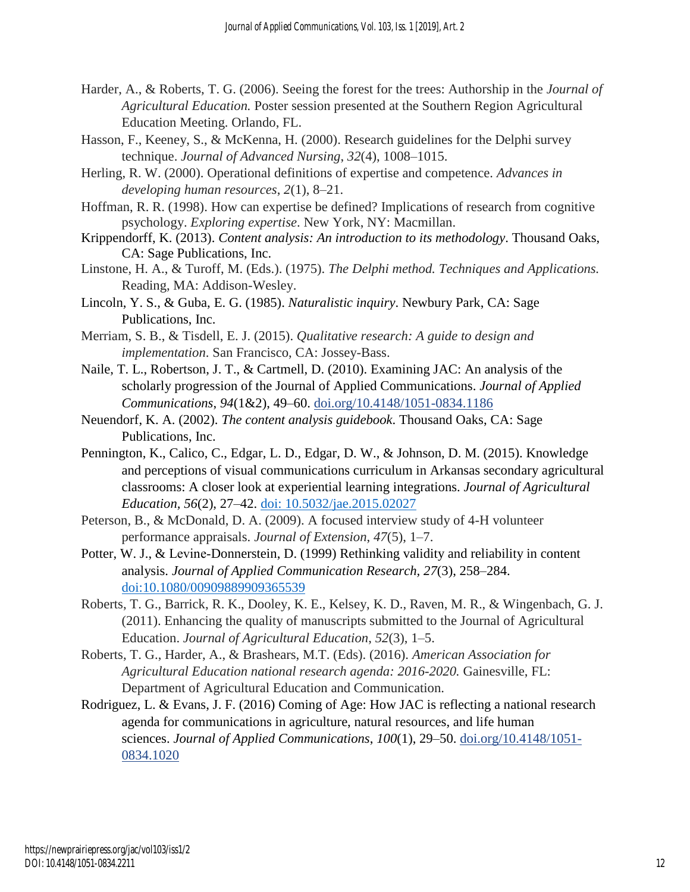Harder, A., & Roberts, T. G. (2006). Seeing the forest for the trees: Authorship in the *Journal of Agricultural Education.* Poster session presented at the Southern Region Agricultural Education Meeting. Orlando, FL.

Hasson, F., Keeney, S., & McKenna, H. (2000). Research guidelines for the Delphi survey technique. *Journal of Advanced Nursing*, *32*(4), 1008–1015.

Herling, R. W. (2000). Operational definitions of expertise and competence. *Advances in developing human resources*, *2*(1), 8–21.

Hoffman, R. R. (1998). How can expertise be defined? Implications of research from cognitive psychology. *Exploring expertise*. New York, NY: Macmillan.

Krippendorff, K. (2013). *Content analysis: An introduction to its methodology*. Thousand Oaks, CA: Sage Publications, Inc.

Linstone, H. A., & Turoff, M. (Eds.). (1975). *The Delphi method. Techniques and Applications.* Reading, MA: Addison-Wesley.

Lincoln, Y. S., & Guba, E. G. (1985). *Naturalistic inquiry*. Newbury Park, CA: Sage Publications, Inc.

Merriam, S. B., & Tisdell, E. J. (2015). *Qualitative research: A guide to design and implementation*. San Francisco, CA: Jossey-Bass.

Naile, T. L., Robertson, J. T., & Cartmell, D. (2010). Examining JAC: An analysis of the scholarly progression of the Journal of Applied Communications. *Journal of Applied Communications*, *94*(1&2), 49–60. doi.org/10.4148/1051-0834.1186

Neuendorf, K. A. (2002). *The content analysis guidebook*. Thousand Oaks, CA: Sage Publications, Inc.

Pennington, K., Calico, C., Edgar, L. D., Edgar, D. W., & Johnson, D. M. (2015). Knowledge and perceptions of visual communications curriculum in Arkansas secondary agricultural classrooms: A closer look at experiential learning integrations. *Journal of Agricultural Education, 56*(2), 27–42. doi: 10.5032/jae.2015.02027

Peterson, B., & McDonald, D. A. (2009). A focused interview study of 4-H volunteer performance appraisals. *Journal of Extension*, *47*(5), 1–7.

Potter, W. J., & Levine-Donnerstein, D. (1999) Rethinking validity and reliability in content analysis. *Journal of Applied Communication Research, 27*(3), 258–284. doi:10.1080/00909889909365539

Roberts, T. G., Barrick, R. K., Dooley, K. E., Kelsey, K. D., Raven, M. R., & Wingenbach, G. J. (2011). Enhancing the quality of manuscripts submitted to the Journal of Agricultural Education. *Journal of Agricultural Education*, *52*(3), 1–5.

Roberts, T. G., Harder, A., & Brashears, M.T. (Eds). (2016). *American Association for Agricultural Education national research agenda: 2016-2020.* Gainesville, FL: Department of Agricultural Education and Communication.

Rodriguez, L. & Evans, J. F. (2016) Coming of Age: How JAC is reflecting a national research agenda for communications in agriculture, natural resources, and life human sciences. *Journal of Applied Communications*, *100*(1), 29–50. doi.org/10.4148/1051-0834.1020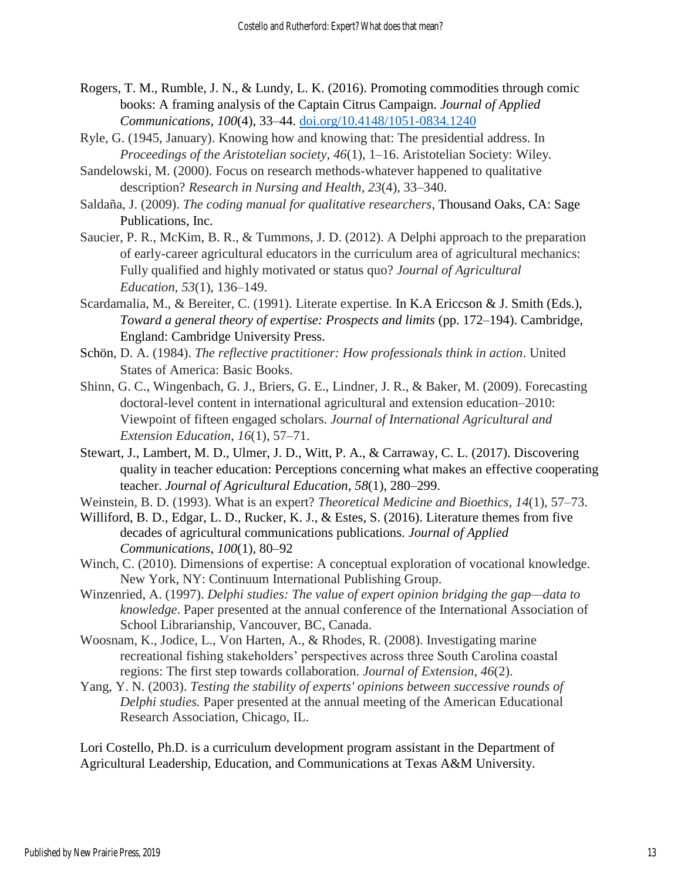Rogers, T. M., Rumble, J. N., & Lundy, L. K. (2016). Promoting commodities through comic books: A framing analysis of the Captain Citrus Campaign. *Journal of Applied Communications*, *100*(4), 33–44. [doi.org/10.4148/1051-0834.1240](https://doi.org/10.4148/1051-0834.1240)

Ryle, G. (1945, January). Knowing how and knowing that: The presidential address. In *Proceedings of the Aristotelian society*, *46*(1), 1–16. Aristotelian Society: Wiley.

Sandelowski, M. (2000). Focus on research methods-whatever happened to qualitative description? *Research in Nursing and Health*, *23*(4), 33–340.

Saldaña, J. (2009). *The coding manual for qualitative researchers,* Thousand Oaks, CA: Sage Publications, Inc.

Saucier, P. R., McKim, B. R., & Tummons, J. D. (2012). A Delphi approach to the preparation of early-career agricultural educators in the curriculum area of agricultural mechanics: Fully qualified and highly motivated or status quo? *Journal of Agricultural Education*, *53*(1), 136–149.

Scardamalia, M., & Bereiter, C. (1991). Literate expertise. In K.A Ericcson & J. Smith (Eds.), *Toward a general theory of expertise: Prospects and limits* (pp. 172–194). Cambridge, England: Cambridge University Press.

Schön, D. A. (1984). *The reflective practitioner: How professionals think in action*. United States of America: Basic Books.

Shinn, G. C., Wingenbach, G. J., Briers, G. E., Lindner, J. R., & Baker, M. (2009). Forecasting doctoral-level content in international agricultural and extension education–2010: Viewpoint of fifteen engaged scholars. *Journal of International Agricultural and Extension Education*, *16*(1), 57–71.

Stewart, J., Lambert, M. D., Ulmer, J. D., Witt, P. A., & Carraway, C. L. (2017). Discovering quality in teacher education: Perceptions concerning what makes an effective cooperating teacher. *Journal of Agricultural Education*, *58*(1), 280–299.

Weinstein, B. D. (1993). What is an expert? *Theoretical Medicine and Bioethics*, *14*(1), 57–73.

Williford, B. D., Edgar, L. D., Rucker, K. J., & Estes, S. (2016). Literature themes from five decades of agricultural communications publications. *Journal of Applied Communications*, *100*(1), 80–92

Winch, C. (2010). Dimensions of expertise: A conceptual exploration of vocational knowledge. New York, NY: Continuum International Publishing Group.

Winzenried, A. (1997). *Delphi studies: The value of expert opinion bridging the gap—data to knowledge*. Paper presented at the annual conference of the International Association of School Librarianship, Vancouver, BC, Canada.

Woosnam, K., Jodice, L., Von Harten, A., & Rhodes, R. (2008). Investigating marine recreational fishing stakeholders' perspectives across three South Carolina coastal regions: The first step towards collaboration. *Journal of Extension*, *46*(2).

Yang, Y. N. (2003). *Testing the stability of experts' opinions between successive rounds of Delphi studies.* Paper presented at the annual meeting of the American Educational Research Association, Chicago, IL.

Lori Costello, Ph.D. is a curriculum development program assistant in the Department of Agricultural Leadership, Education, and Communications at Texas A&M University.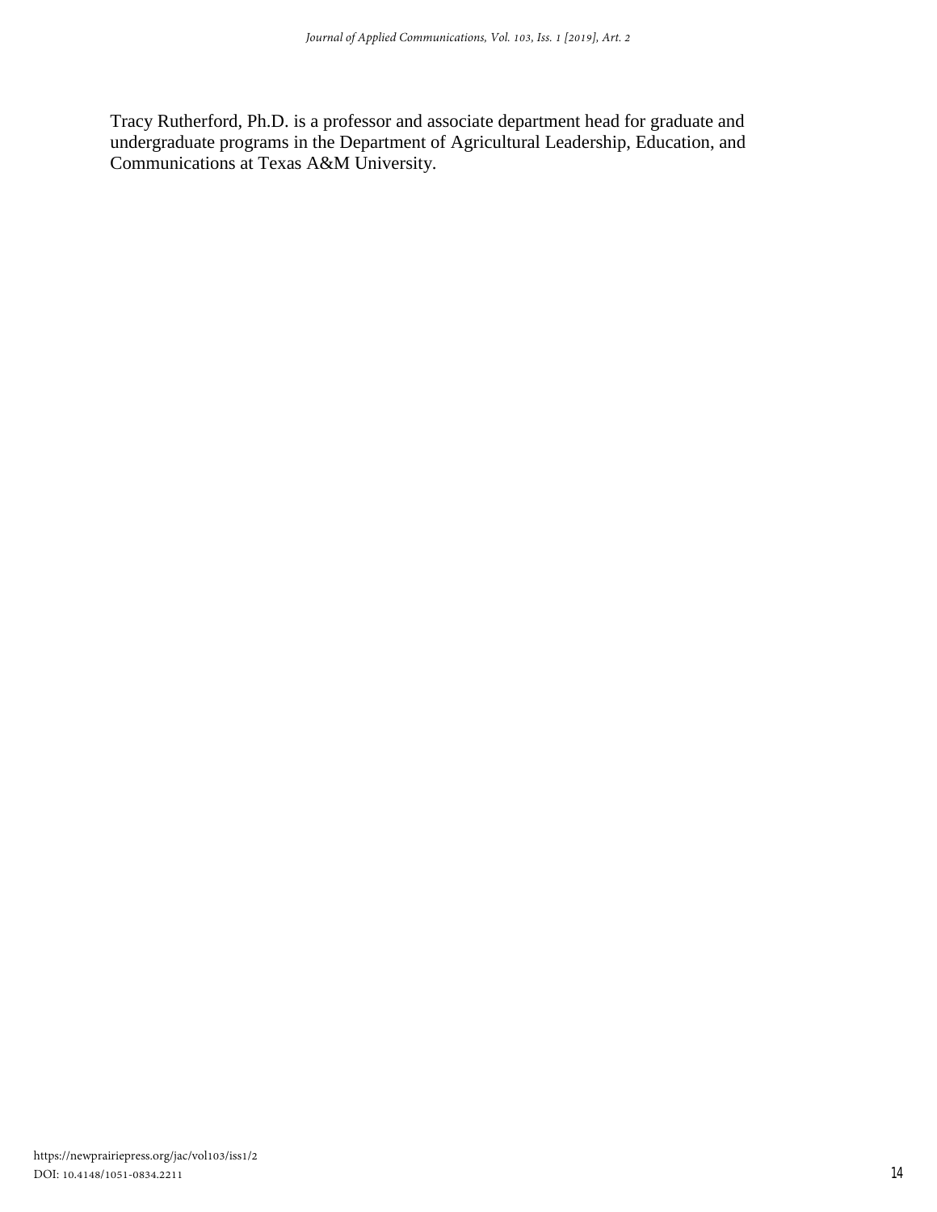Tracy Rutherford, Ph.D. is a professor and associate department head for graduate and undergraduate programs in the Department of Agricultural Leadership, Education, and Communications at Texas A&M University.